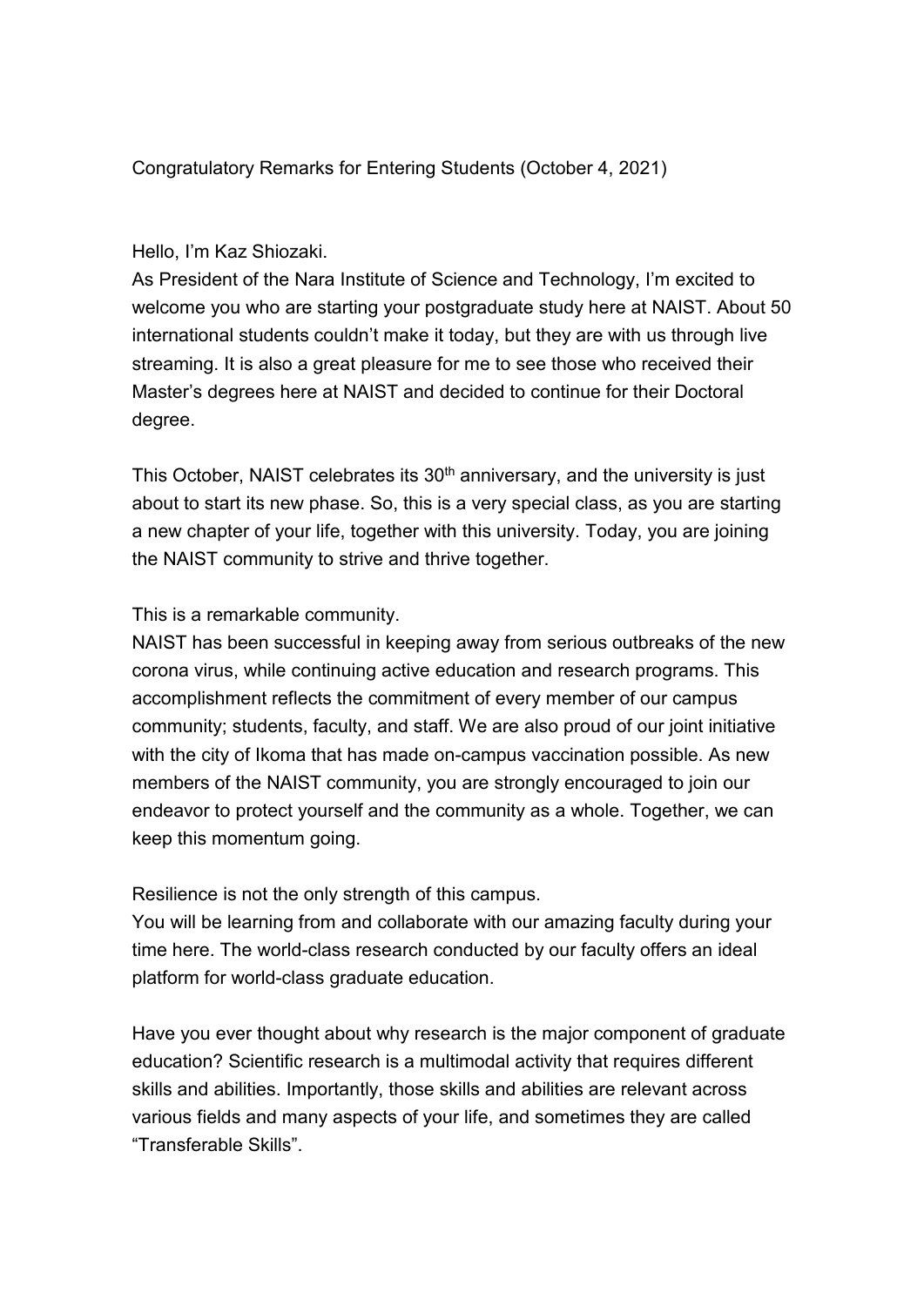# Congratulatory Remarks for Entering Students (October 4, 2021)

Hello, I'm Kaz Shiozaki.

As President of the Nara Institute of Science and Technology, I'm excited to welcome you who are starting your postgraduate study here at NAIST. About 50 international students couldn't make it today, but they are with us through live streaming. It is also a great pleasure for me to see those who received their Master's degrees here at NAIST and decided to continue for their Doctoral degree.

This October, NAIST celebrates its 30th anniversary, and the university is just about to start its new phase. So, this is a very special class, as you are starting a new chapter of your life, together with this university. Today, you are joining the NAIST community to strive and thrive together.

This is a remarkable community.

NAIST has been successful in keeping away from serious outbreaks of the new corona virus, while continuing active education and research programs. This accomplishment reflects the commitment of every member of our campus community; students, faculty, and staff. We are also proud of our joint initiative with the city of Ikoma that has made on-campus vaccination possible. As new members of the NAIST community, you are strongly encouraged to join our endeavor to protect yourself and the community as a whole. Together, we can keep this momentum going.

Resilience is not the only strength of this campus.

You will be learning from and collaborate with our amazing faculty during your time here. The world-class research conducted by our faculty offers an ideal platform for world-class graduate education.

Have you ever thought about why research is the major component of graduate education? Scientific research is a multimodal activity that requires different skills and abilities. Importantly, those skills and abilities are relevant across various fields and many aspects of your life, and sometimes they are called "Transferable Skills".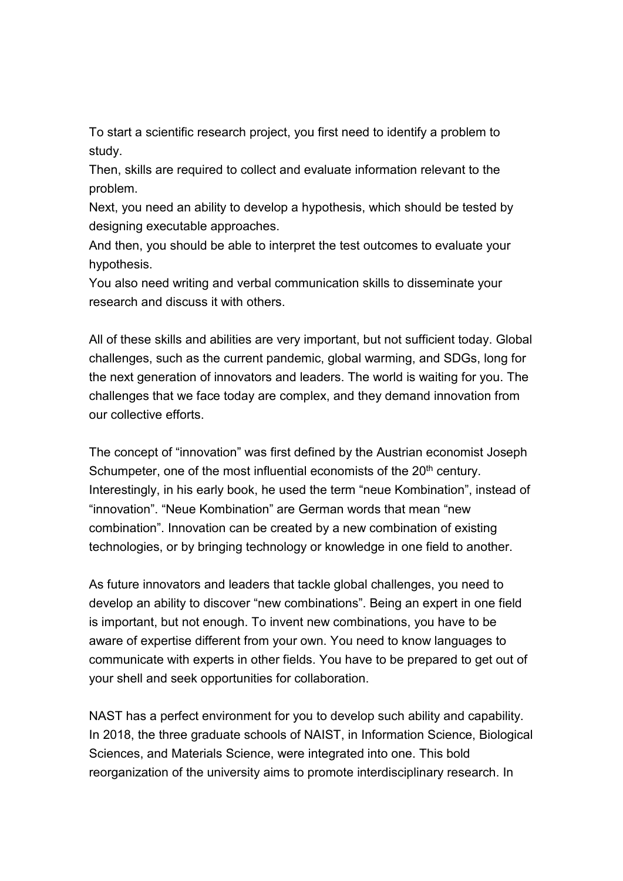To start a scientific research project, you first need to identify a problem to study.
Then, skills are required to collect and evaluate information relevant to the problem.
Next, you need an ability to develop a hypothesis, which should be tested by designing executable approaches.
And then, you should be able to interpret the test outcomes to evaluate your hypothesis.
You also need writing and verbal communication skills to disseminate your research and discuss it with others.

All of these skills and abilities are very important, but not sufficient today. Global challenges, such as the current pandemic, global warming, and SDGs, long for the next generation of innovators and leaders. The world is waiting for you. The challenges that we face today are complex, and they demand innovation from our collective efforts.

The concept of “innovation” was first defined by the Austrian economist Joseph Schumpeter, one of the most influential economists of the 20th century. Interestingly, in his early book, he used the term “neue Kombination”, instead of “innovation”. “Neue Kombination” are German words that mean “new combination”. Innovation can be created by a new combination of existing technologies, or by bringing technology or knowledge in one field to another.

As future innovators and leaders that tackle global challenges, you need to develop an ability to discover “new combinations”. Being an expert in one field is important, but not enough. To invent new combinations, you have to be aware of expertise different from your own. You need to know languages to communicate with experts in other fields. You have to be prepared to get out of your shell and seek opportunities for collaboration.

NAST has a perfect environment for you to develop such ability and capability. In 2018, the three graduate schools of NAIST, in Information Science, Biological Sciences, and Materials Science, were integrated into one. This bold reorganization of the university aims to promote interdisciplinary research. In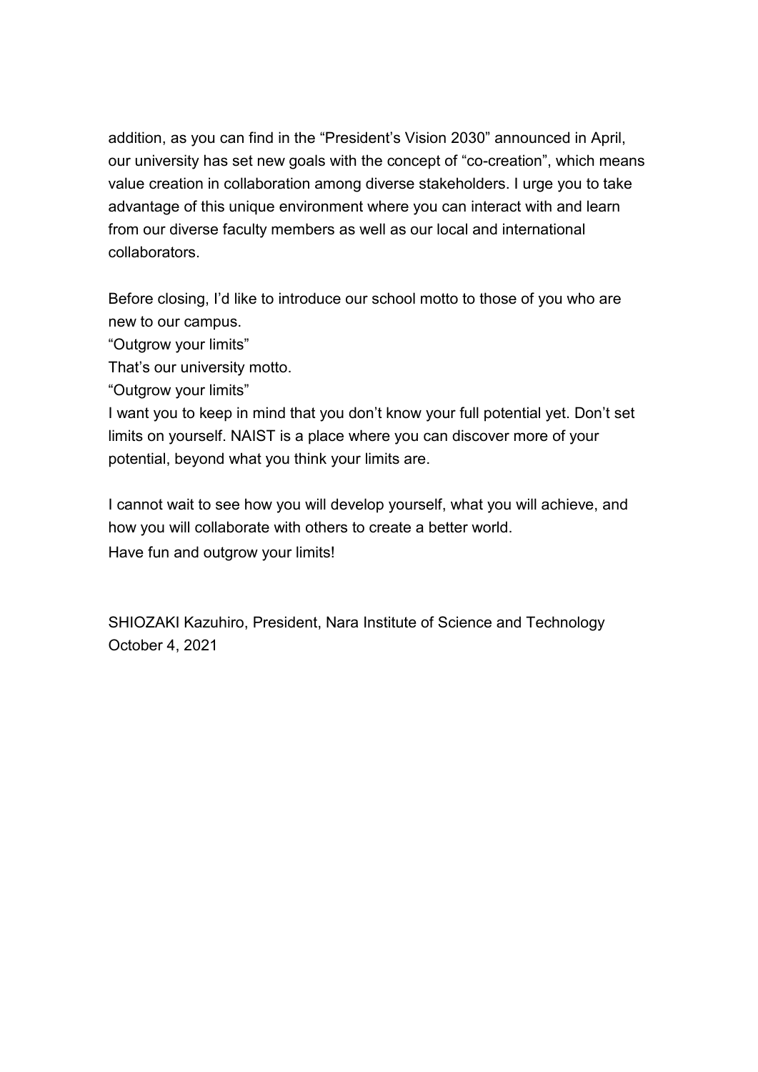addition, as you can find in the “President’s Vision 2030” announced in April, our university has set new goals with the concept of “co-creation”, which means value creation in collaboration among diverse stakeholders. I urge you to take advantage of this unique environment where you can interact with and learn from our diverse faculty members as well as our local and international collaborators.

Before closing, I’d like to introduce our school motto to those of you who are new to our campus.

“Outgrow your limits”

That’s our university motto.

“Outgrow your limits”

I want you to keep in mind that you don’t know your full potential yet. Don’t set limits on yourself. NAIST is a place where you can discover more of your potential, beyond what you think your limits are.

I cannot wait to see how you will develop yourself, what you will achieve, and how you will collaborate with others to create a better world.

Have fun and outgrow your limits!

SHIOZAKI Kazuhiro, President, Nara Institute of Science and Technology
October 4, 2021